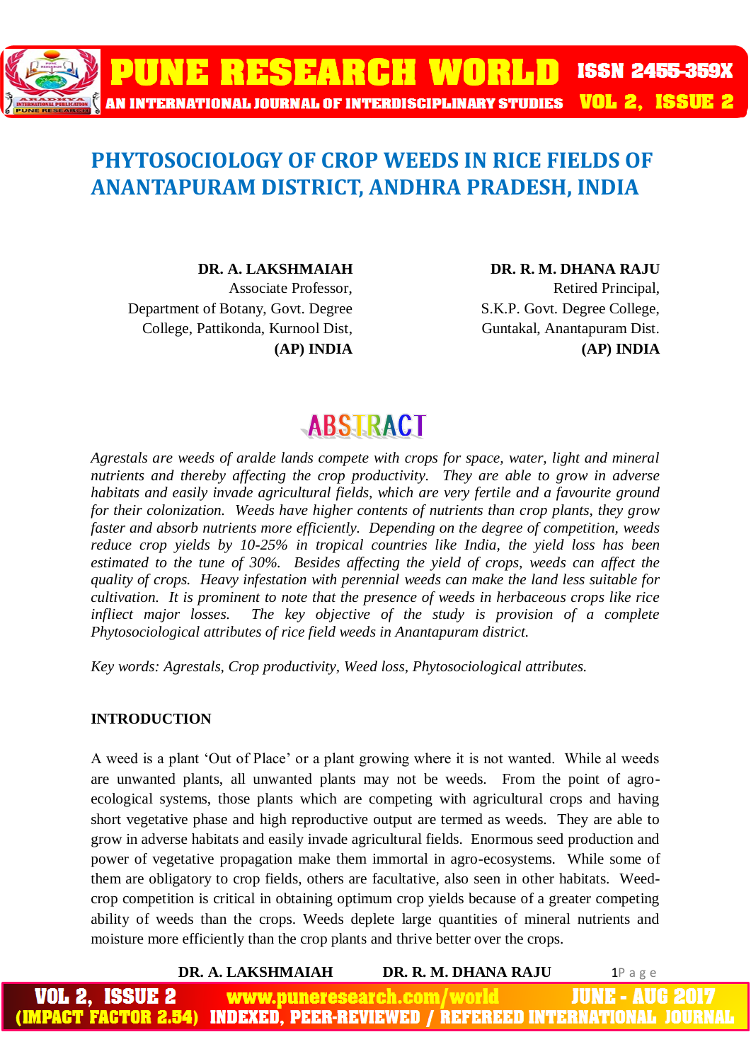# PHYTOSOCIOLOGY OF CROP WEEDS IN RICE FIELDS OF ANANTAPURAM DISTRICT, ANDHRA PRADESH, INDIA

**DR. A. LAKSHMAIAH**
Associate Professor,
Department of Botany, Govt. Degree College, Pattikonda, Kurnool Dist,
**(AP) INDIA**

**DR. R. M. DHANA RAJU**
Retired Principal,
S.K.P. Govt. Degree College,
Guntakal, Anantapuram Dist.
**(AP) INDIA**

## ABSTRACT

*Agrestals are weeds of aralde lands compete with crops for space, water, light and mineral nutrients and thereby affecting the crop productivity. They are able to grow in adverse habitats and easily invade agricultural fields, which are very fertile and a favourite ground for their colonization. Weeds have higher contents of nutrients than crop plants, they grow faster and absorb nutrients more efficiently. Depending on the degree of competition, weeds reduce crop yields by 10-25% in tropical countries like India, the yield loss has been estimated to the tune of 30%. Besides affecting the yield of crops, weeds can affect the quality of crops. Heavy infestation with perennial weeds can make the land less suitable for cultivation. It is prominent to note that the presence of weeds in herbaceous crops like rice inflict major losses. The key objective of the study is provision of a complete Phytosociological attributes of rice field weeds in Anantapuram district.*

*Key words: Agrestals, Crop productivity, Weed loss, Phytosociological attributes.*

### INTRODUCTION

A weed is a plant 'Out of Place' or a plant growing where it is not wanted. While al weeds are unwanted plants, all unwanted plants may not be weeds. From the point of agro-ecological systems, those plants which are competing with agricultural crops and having short vegetative phase and high reproductive output are termed as weeds. They are able to grow in adverse habitats and easily invade agricultural fields. Enormous seed production and power of vegetative propagation make them immortal in agro-ecosystems. While some of them are obligatory to crop fields, others are facultative, also seen in other habitats. Weed-crop competition is critical in obtaining optimum crop yields because of a greater competing ability of weeds than the crops. Weeds deplete large quantities of mineral nutrients and moisture more efficiently than the crop plants and thrive better over the crops.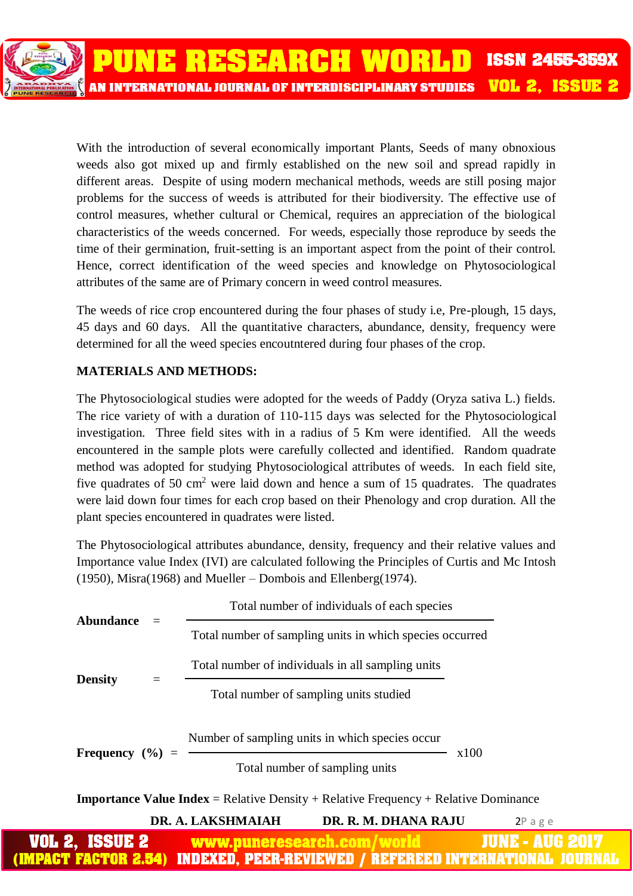With the introduction of several economically important Plants, Seeds of many obnoxious weeds also got mixed up and firmly established on the new soil and spread rapidly in different areas. Despite of using modern mechanical methods, weeds are still posing major problems for the success of weeds is attributed for their biodiversity. The effective use of control measures, whether cultural or Chemical, requires an appreciation of the biological characteristics of the weeds concerned. For weeds, especially those reproduce by seeds the time of their germination, fruit-setting is an important aspect from the point of their control. Hence, correct identification of the weed species and knowledge on Phytosociological attributes of the same are of Primary concern in weed control measures.

The weeds of rice crop encountered during the four phases of study i.e, Pre-plough, 15 days, 45 days and 60 days. All the quantitative characters, abundance, density, frequency were determined for all the weed species encoutntered during four phases of the crop.

**MATERIALS AND METHODS:**

The Phytosociological studies were adopted for the weeds of Paddy (Oryza sativa L.) fields. The rice variety of with a duration of 110-115 days was selected for the Phytosociological investigation. Three field sites with in a radius of 5 Km were identified. All the weeds encountered in the sample plots were carefully collected and identified. Random quadrate method was adopted for studying Phytosociological attributes of weeds. In each field site, five quadrates of 50 $cm^2$ were laid down and hence a sum of 15 quadrates. The quadrates were laid down four times for each crop based on their Phenology and crop duration. All the plant species encountered in quadrates were listed.

The Phytosociological attributes abundance, density, frequency and their relative values and Importance value Index (IVI) are calculated following the Principles of Curtis and Mc Intosh (1950), Misra(1968) and Mueller – Dombois and Ellenberg(1974).

$$\textbf{Abundance} = \frac{\text{Total number of individuals of each species}}{\text{Total number of sampling units in which species occurred}}$$

$$\textbf{Density} = \frac{\text{Total number of individuals in all sampling units}}{\text{Total number of sampling units studied}}$$

$$\textbf{Frequency (\%)} = \frac{\text{Number of sampling units in which species occur}}{\text{Total number of sampling units}} \times 100$$

**Importance Value Index** = Relative Density + Relative Frequency + Relative Dominance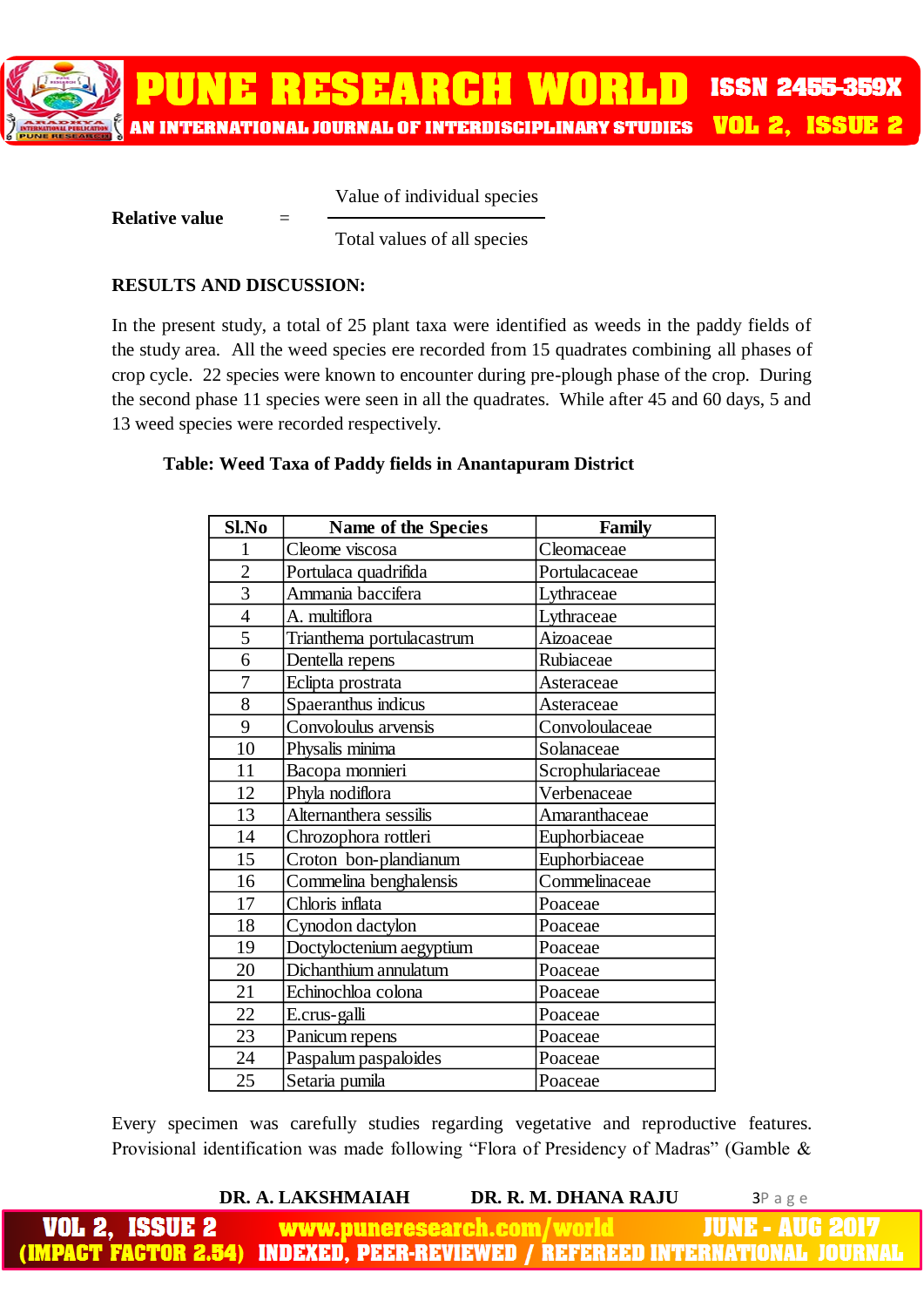$$\text{Relative value} = \frac{\text{Value of individual species}}{\text{Total values of all species}}$$

**RESULTS AND DISCUSSION:**

In the present study, a total of 25 plant taxa were identified as weeds in the paddy fields of the study area. All the weed species ere recorded from 15 quadrates combining all phases of crop cycle. 22 species were known to encounter during pre-plough phase of the crop. During the second phase 11 species were seen in all the quadrates. While after 45 and 60 days, 5 and 13 weed species were recorded respectively.

**Table: Weed Taxa of Paddy fields in Anantapuram District**

| Sl.No | Name of the Species | Family |
|---|---|---|
| 1 | Cleome viscosa | Cleomaceae |
| 2 | Portulaca quadrifida | Portulacaceae |
| 3 | Ammania baccifera | Lythraceae |
| 4 | A. multiflora | Lythraceae |
| 5 | Trianthema portulacastrum | Aizoaceae |
| 6 | Dentella repens | Rubiaceae |
| 7 | Eclipta prostrata | Asteraceae |
| 8 | Spaeranthus indicus | Asteraceae |
| 9 | Convoloulus arvensis | Convoloulaceae |
| 10 | Physalis minima | Solanaceae |
| 11 | Bacopa monnieri | Scrophulariaceae |
| 12 | Phyla nodiflora | Verbenaceae |
| 13 | Alternanthera sessilis | Amaranthaceae |
| 14 | Chrozophora rottleri | Euphorbiaceae |
| 15 | Croton bon-plandianum | Euphorbiaceae |
| 16 | Commelina benghalensis | Commelinaceae |
| 17 | Chloris inflata | Poaceae |
| 18 | Cynodon dactylon | Poaceae |
| 19 | Doctyloctenium aegyptium | Poaceae |
| 20 | Dichanthium annulatum | Poaceae |
| 21 | Echinochloa colona | Poaceae |
| 22 | E.crus-galli | Poaceae |
| 23 | Panicum repens | Poaceae |
| 24 | Paspalum paspaloides | Poaceae |
| 25 | Setaria pumila | Poaceae |

Every specimen was carefully studies regarding vegetative and reproductive features. Provisional identification was made following "Flora of Presidency of Madras" (Gamble &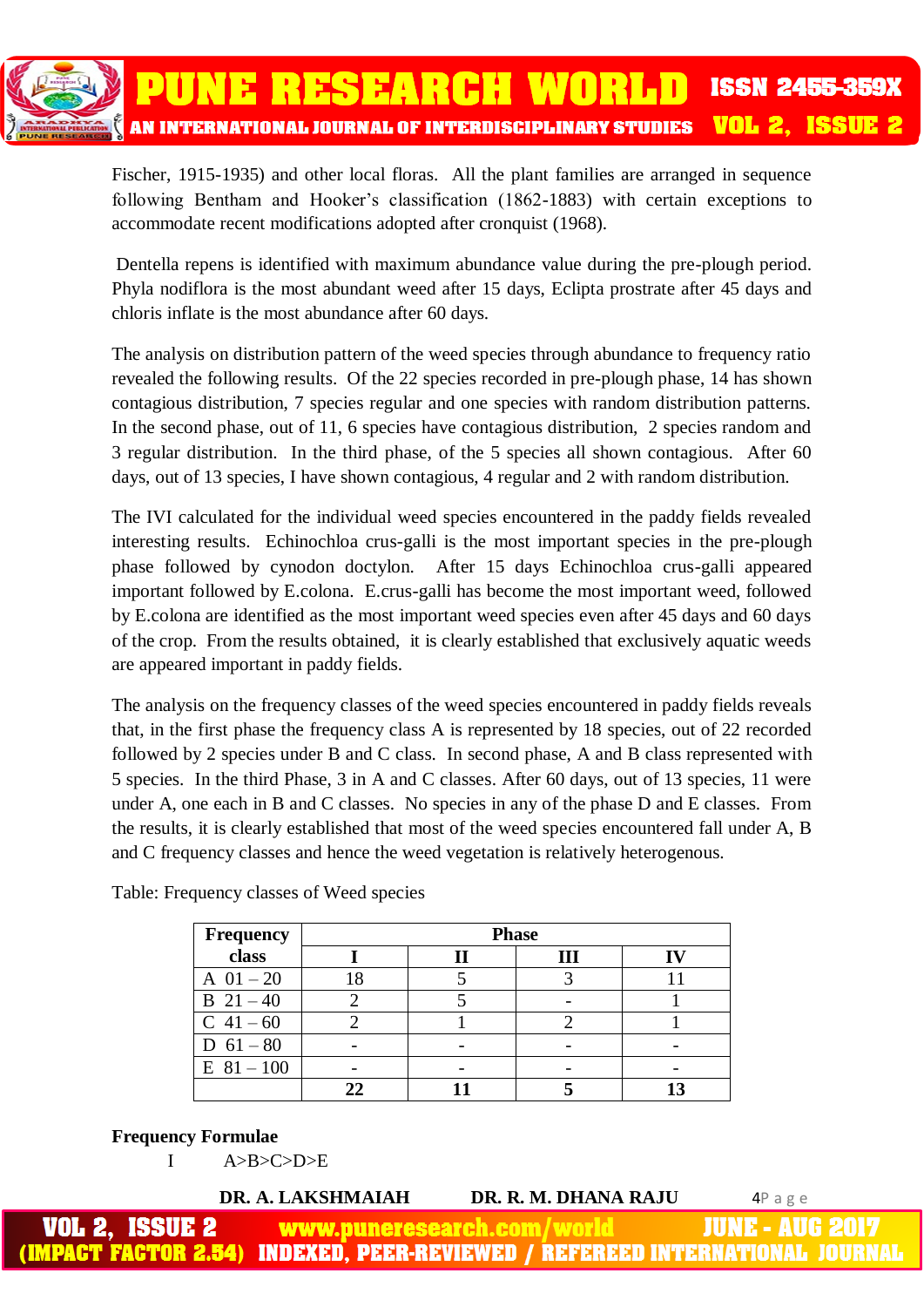Fischer, 1915-1935) and other local floras. All the plant families are arranged in sequence following Bentham and Hooker's classification (1862-1883) with certain exceptions to accommodate recent modifications adopted after cronquist (1968).

Dentella repens is identified with maximum abundance value during the pre-plough period. Phyla nodiflora is the most abundant weed after 15 days, Eclipta prostrate after 45 days and chloris inflate is the most abundance after 60 days.

The analysis on distribution pattern of the weed species through abundance to frequency ratio revealed the following results. Of the 22 species recorded in pre-plough phase, 14 has shown contagious distribution, 7 species regular and one species with random distribution patterns. In the second phase, out of 11, 6 species have contagious distribution, 2 species random and 3 regular distribution. In the third phase, of the 5 species all shown contagious. After 60 days, out of 13 species, I have shown contagious, 4 regular and 2 with random distribution.

The IVI calculated for the individual weed species encountered in the paddy fields revealed interesting results. Echinochloa crus-galli is the most important species in the pre-plough phase followed by cynodon doctylon. After 15 days Echinochloa crus-galli appeared important followed by E.colona. E.crus-galli has become the most important weed, followed by E.colona are identified as the most important weed species even after 45 days and 60 days of the crop. From the results obtained, it is clearly established that exclusively aquatic weeds are appeared important in paddy fields.

The analysis on the frequency classes of the weed species encountered in paddy fields reveals that, in the first phase the frequency class A is represented by 18 species, out of 22 recorded followed by 2 species under B and C class. In second phase, A and B class represented with 5 species. In the third Phase, 3 in A and C classes. After 60 days, out of 13 species, 11 were under A, one each in B and C classes. No species in any of the phase D and E classes. From the results, it is clearly established that most of the weed species encountered fall under A, B and C frequency classes and hence the weed vegetation is relatively heterogenous.

Table: Frequency classes of Weed species

| **Frequency class** | **Phase** | | | |
|---|---|---|---|---|
| | **I** | **II** | **III** | **IV** |
| A 01 – 20 | 18 | 5 | 3 | 11 |
| B 21 – 40 | 2 | 5 | - | 1 |
| C 41 – 60 | 2 | 1 | 2 | 1 |
| D 61 – 80 | - | - | - | - |
| E 81 – 100 | - | - | - | - |
| | **22** | **11** | **5** | **13** |

**Frequency Formulae**

I A>B>C>D>E

DR. A. LAKSHMAIAH DR. R. M. DHANA RAJU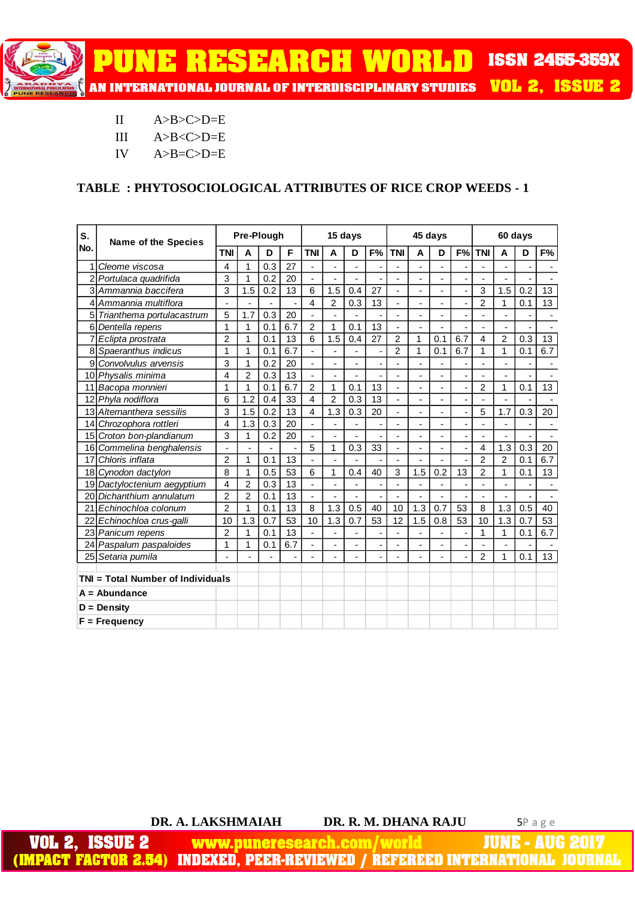II  A>B>C>D=E

III  A>B<C>D=E

IV  A>B=C>D=E

**TABLE : PHYTOSOCIOLOGICAL ATTRIBUTES OF RICE CROP WEEDS - 1**

| S. No. | Name of the Species | Pre-Plough | | | | 15 days | | | | 45 days | | | | 60 days | | | |
|---|---|---|---|---|---|---|---|---|---|---|---|---|---|---|---|---|---|
| | | TNI | A | D | F | TNI | A | D | F% | TNI | A | D | F% | TNI | A | D | F% |
| 1 | *Cleome viscosa* | 4 | 1 | 0.3 | 27 | - | - | - | - | - | - | - | - | - | - | - | - |
| 2 | *Portulaca quadrifida* | 3 | 1 | 0.2 | 20 | - | - | - | - | - | - | - | - | - | - | - | - |
| 3 | *Ammannia baccifera* | 3 | 1.5 | 0.2 | 13 | 6 | 1.5 | 0.4 | 27 | - | - | - | - | 3 | 1.5 | 0.2 | 13 |
| 4 | *Ammannia multiflora* | - | - | - | - | 4 | 2 | 0.3 | 13 | - | - | - | - | 2 | 1 | 0.1 | 13 |
| 5 | *Trianthema portulacastrum* | 5 | 1.7 | 0.3 | 20 | - | - | - | - | - | - | - | - | - | - | - | - |
| 6 | *Dentella repens* | 1 | 1 | 0.1 | 6.7 | 2 | 1 | 0.1 | 13 | - | - | - | - | - | - | - | - |
| 7 | *Eclipta prostrata* | 2 | 1 | 0.1 | 13 | 6 | 1.5 | 0.4 | 27 | 2 | 1 | 0.1 | 6.7 | 4 | 2 | 0.3 | 13 |
| 8 | *Spaeranthus indicus* | 1 | 1 | 0.1 | 6.7 | - | - | - | - | 2 | 1 | 0.1 | 6.7 | 1 | 1 | 0.1 | 6.7 |
| 9 | *Convolvulus arvensis* | 3 | 1 | 0.2 | 20 | - | - | - | - | - | - | - | - | - | - | - | - |
| 10 | *Physalis minima* | 4 | 2 | 0.3 | 13 | - | - | - | - | - | - | - | - | - | - | - | - |
| 11 | *Bacopa monnieri* | 1 | 1 | 0.1 | 6.7 | 2 | 1 | 0.1 | 13 | - | - | - | - | 2 | 1 | 0.1 | 13 |
| 12 | *Phyla nodiflora* | 6 | 1.2 | 0.4 | 33 | 4 | 2 | 0.3 | 13 | - | - | - | - | - | - | - | - |
| 13 | *Alternanthera sessilis* | 3 | 1.5 | 0.2 | 13 | 4 | 1.3 | 0.3 | 20 | - | - | - | - | 5 | 1.7 | 0.3 | 20 |
| 14 | *Chrozophora rottleri* | 4 | 1.3 | 0.3 | 20 | - | - | - | - | - | - | - | - | - | - | - | - |
| 15 | *Croton bon-plandianum* | 3 | 1 | 0.2 | 20 | - | - | - | - | - | - | - | - | - | - | - | - |
| 16 | *Commelina benghalensis* | - | - | - | - | 5 | 1 | 0.3 | 33 | - | - | - | - | 4 | 1.3 | 0.3 | 20 |
| 17 | *Chloris inflata* | 2 | 1 | 0.1 | 13 | - | - | - | - | - | - | - | - | 2 | 2 | 0.1 | 6.7 |
| 18 | *Cynodon dactylon* | 8 | 1 | 0.5 | 53 | 6 | 1 | 0.4 | 40 | 3 | 1.5 | 0.2 | 13 | 2 | 1 | 0.1 | 13 |
| 19 | *Dactyloctenium aegyptium* | 4 | 2 | 0.3 | 13 | - | - | - | - | - | - | - | - | - | - | - | - |
| 20 | *Dichanthium annulatum* | 2 | 2 | 0.1 | 13 | - | - | - | - | - | - | - | - | - | - | - | - |
| 21 | *Echinochloa colonum* | 2 | 1 | 0.1 | 13 | 8 | 1.3 | 0.5 | 40 | 10 | 1.3 | 0.7 | 53 | 8 | 1.3 | 0.5 | 40 |
| 22 | *Echinochloa crus-galli* | 10 | 1.3 | 0.7 | 53 | 10 | 1.3 | 0.7 | 53 | 12 | 1.5 | 0.8 | 53 | 10 | 1.3 | 0.7 | 53 |
| 23 | *Panicum repens* | 2 | 1 | 0.1 | 13 | - | - | - | - | - | - | - | - | 1 | 1 | 0.1 | 6.7 |
| 24 | *Paspalum paspaloides* | 1 | 1 | 0.1 | 6.7 | - | - | - | - | - | - | - | - | - | - | - | - |
| 25 | *Setaria pumila* | - | - | - | - | - | - | - | - | - | - | - | - | 2 | 1 | 0.1 | 13 |

**TNI = Total Number of Individuals**
**A = Abundance**
**D = Density**
**F = Frequency**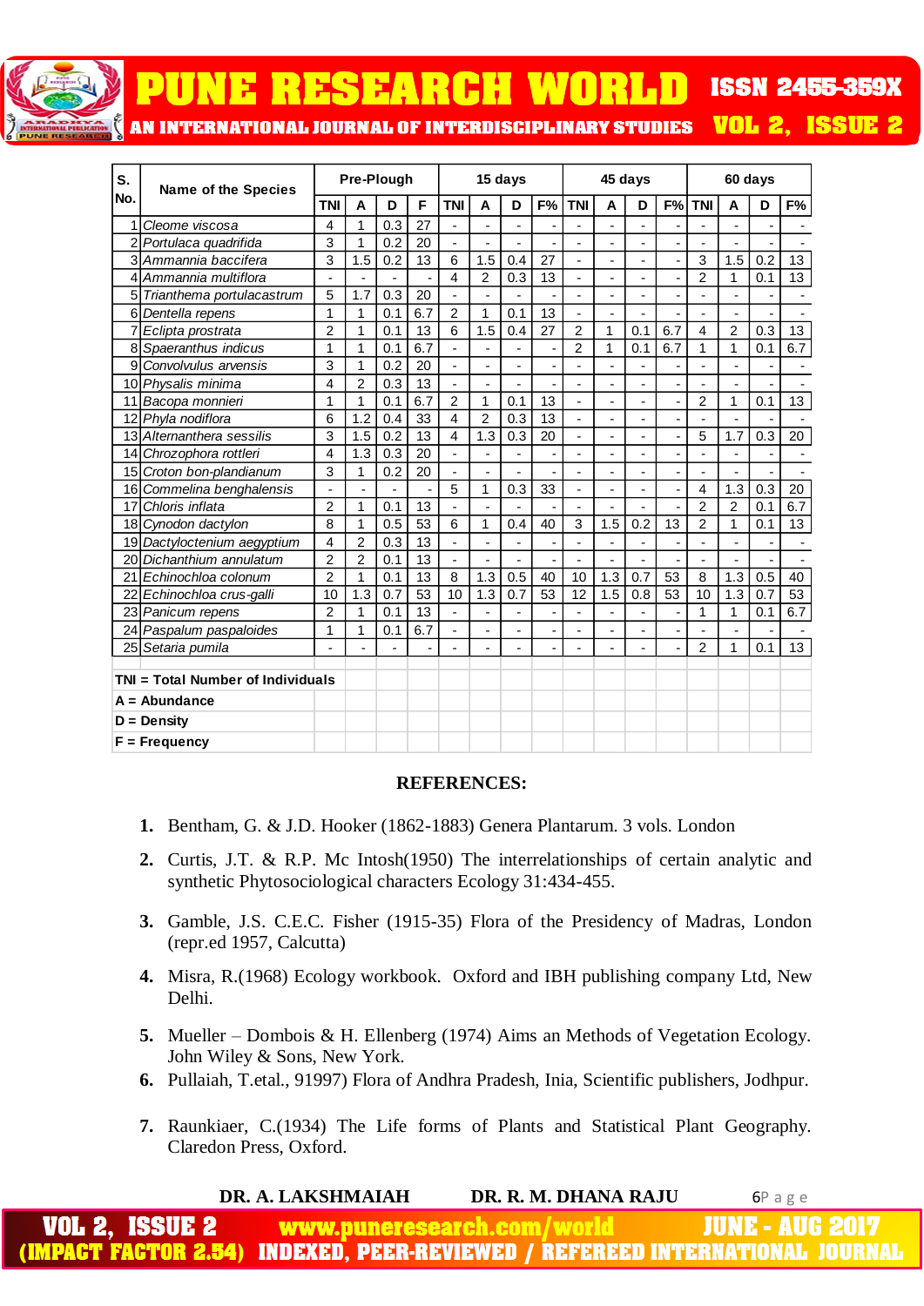| S. No. | Name of the Species | Pre-Plough | | | | 15 days | | | | 45 days | | | | 60 days | | | |
|---|---|---|---|---|---|---|---|---|---|---|---|---|---|---|---|---|---|
| | | TNI | A | D | F | TNI | A | D | F% | TNI | A | D | F% | TNI | A | D | F% |
| 1 | *Cleome viscosa* | 4 | 1 | 0.3 | 27 | - | - | - | - | - | - | - | - | - | - | - | - |
| 2 | *Portulaca quadrifida* | 3 | 1 | 0.2 | 20 | - | - | - | - | - | - | - | - | - | - | - | - |
| 3 | *Ammannia baccifera* | 3 | 1.5 | 0.2 | 13 | 6 | 1.5 | 0.4 | 27 | - | - | - | - | 3 | 1.5 | 0.2 | 13 |
| 4 | *Ammannia multiflora* | - | - | - | - | 4 | 2 | 0.3 | 13 | - | - | - | - | 2 | 1 | 0.1 | 13 |
| 5 | *Trianthema portulacastrum* | 5 | 1.7 | 0.3 | 20 | - | - | - | - | - | - | - | - | - | - | - | - |
| 6 | *Dentella repens* | 1 | 1 | 0.1 | 6.7 | 2 | 1 | 0.1 | 13 | - | - | - | - | - | - | - | - |
| 7 | *Eclipta prostrata* | 2 | 1 | 0.1 | 13 | 6 | 1.5 | 0.4 | 27 | 2 | 1 | 0.1 | 6.7 | 4 | 2 | 0.3 | 13 |
| 8 | *Spaeranthus indicus* | 1 | 1 | 0.1 | 6.7 | - | - | - | - | 2 | 1 | 0.1 | 6.7 | 1 | 1 | 0.1 | 6.7 |
| 9 | *Convolvulus arvensis* | 3 | 1 | 0.2 | 20 | - | - | - | - | - | - | - | - | - | - | - | - |
| 10 | *Physalis minima* | 4 | 2 | 0.3 | 13 | - | - | - | - | - | - | - | - | - | - | - | - |
| 11 | *Bacopa monnieri* | 1 | 1 | 0.1 | 6.7 | 2 | 1 | 0.1 | 13 | - | - | - | - | 2 | 1 | 0.1 | 13 |
| 12 | *Phyla nodiflora* | 6 | 1.2 | 0.4 | 33 | 4 | 2 | 0.3 | 13 | - | - | - | - | - | - | - | - |
| 13 | *Alternanthera sessilis* | 3 | 1.5 | 0.2 | 13 | 4 | 1.3 | 0.3 | 20 | - | - | - | - | 5 | 1.7 | 0.3 | 20 |
| 14 | *Chrozophora rottleri* | 4 | 1.3 | 0.3 | 20 | - | - | - | - | - | - | - | - | - | - | - | - |
| 15 | *Croton bon-plandianum* | 3 | 1 | 0.2 | 20 | - | - | - | - | - | - | - | - | - | - | - | - |
| 16 | *Commelina benghalensis* | - | - | - | - | 5 | 1 | 0.3 | 33 | - | - | - | - | 4 | 1.3 | 0.3 | 20 |
| 17 | *Chloris inflata* | 2 | 1 | 0.1 | 13 | - | - | - | - | - | - | - | - | 2 | 2 | 0.1 | 6.7 |
| 18 | *Cynodon dactylon* | 8 | 1 | 0.5 | 53 | 6 | 1 | 0.4 | 40 | 3 | 1.5 | 0.2 | 13 | 2 | 1 | 0.1 | 13 |
| 19 | *Dactyloctenium aegyptium* | 4 | 2 | 0.3 | 13 | - | - | - | - | - | - | - | - | - | - | - | - |
| 20 | *Dichanthium annulatum* | 2 | 2 | 0.1 | 13 | - | - | - | - | - | - | - | - | - | - | - | - |
| 21 | *Echinochloa colonum* | 2 | 1 | 0.1 | 13 | 8 | 1.3 | 0.5 | 40 | 10 | 1.3 | 0.7 | 53 | 8 | 1.3 | 0.5 | 40 |
| 22 | *Echinochloa crus-galli* | 10 | 1.3 | 0.7 | 53 | 10 | 1.3 | 0.7 | 53 | 12 | 1.5 | 0.8 | 53 | 10 | 1.3 | 0.7 | 53 |
| 23 | *Panicum repens* | 2 | 1 | 0.1 | 13 | - | - | - | - | - | - | - | - | 1 | 1 | 0.1 | 6.7 |
| 24 | *Paspalum paspaloides* | 1 | 1 | 0.1 | 6.7 | - | - | - | - | - | - | - | - | - | - | - | - |
| 25 | *Setaria pumila* | - | - | - | - | - | - | - | - | - | - | - | - | 2 | 1 | 0.1 | 13 |

**TNI = Total Number of Individuals**
**A = Abundance**
**D = Density**
**F = Frequency**

## REFERENCES:

1. Bentham, G. & J.D. Hooker (1862-1883) Genera Plantarum. 3 vols. London
2. Curtis, J.T. & R.P. Mc Intosh(1950) The interrelationships of certain analytic and synthetic Phytosociological characters Ecology 31:434-455.
3. Gamble, J.S. C.E.C. Fisher (1915-35) Flora of the Presidency of Madras, London (repr.ed 1957, Calcutta)
4. Misra, R.(1968) Ecology workbook. Oxford and IBH publishing company Ltd, New Delhi.
5. Mueller – Dombois & H. Ellenberg (1974) Aims an Methods of Vegetation Ecology. John Wiley & Sons, New York.
6. Pullaiah, T.etal., 91997) Flora of Andhra Pradesh, Inia, Scientific publishers, Jodhpur.
7. Raunkiaer, C.(1934) The Life forms of Plants and Statistical Plant Geography. Claredon Press, Oxford.